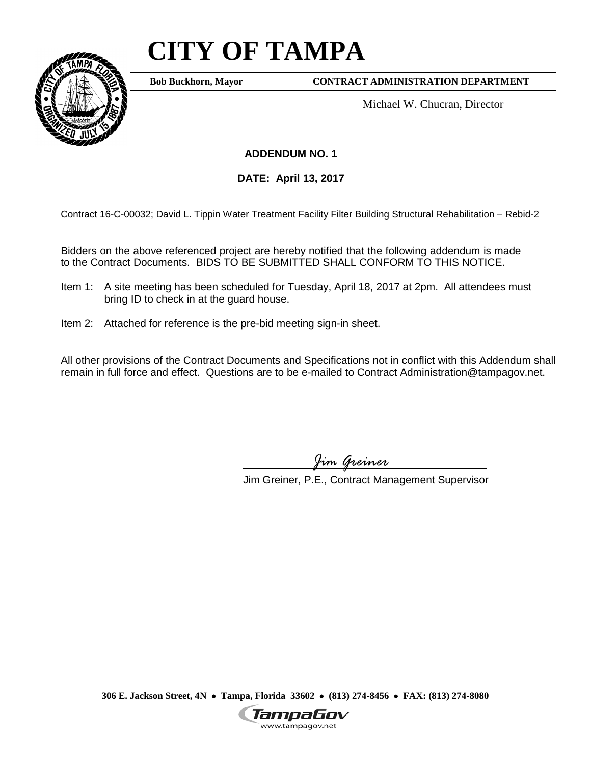# CITY OF TAMPA

**Bob Buckhorn, Mayor** **CONTRACT ADMINISTRATION DEPARTMENT**

Michael W. Chucran, Director

**ADDENDUM NO. 1**

**DATE: April 13, 2017**

Contract 16-C-00032; David L. Tippin Water Treatment Facility Filter Building Structural Rehabilitation – Rebid-2

Bidders on the above referenced project are hereby notified that the following addendum is made to the Contract Documents. BIDS TO BE SUBMITTED SHALL CONFORM TO THIS NOTICE.

Item 1: A site meeting has been scheduled for Tuesday, April 18, 2017 at 2pm. All attendees must bring ID to check in at the guard house.

Item 2: Attached for reference is the pre-bid meeting sign-in sheet.

All other provisions of the Contract Documents and Specifications not in conflict with this Addendum shall remain in full force and effect. Questions are to be e-mailed to Contract Administration@tampagov.net.

*Jim Greiner*

Jim Greiner, P.E., Contract Management Supervisor

**306 E. Jackson Street, 4N • Tampa, Florida 33602 • (813) 274-8456 • FAX: (813) 274-8080**

TampaGov
www.tampagov.net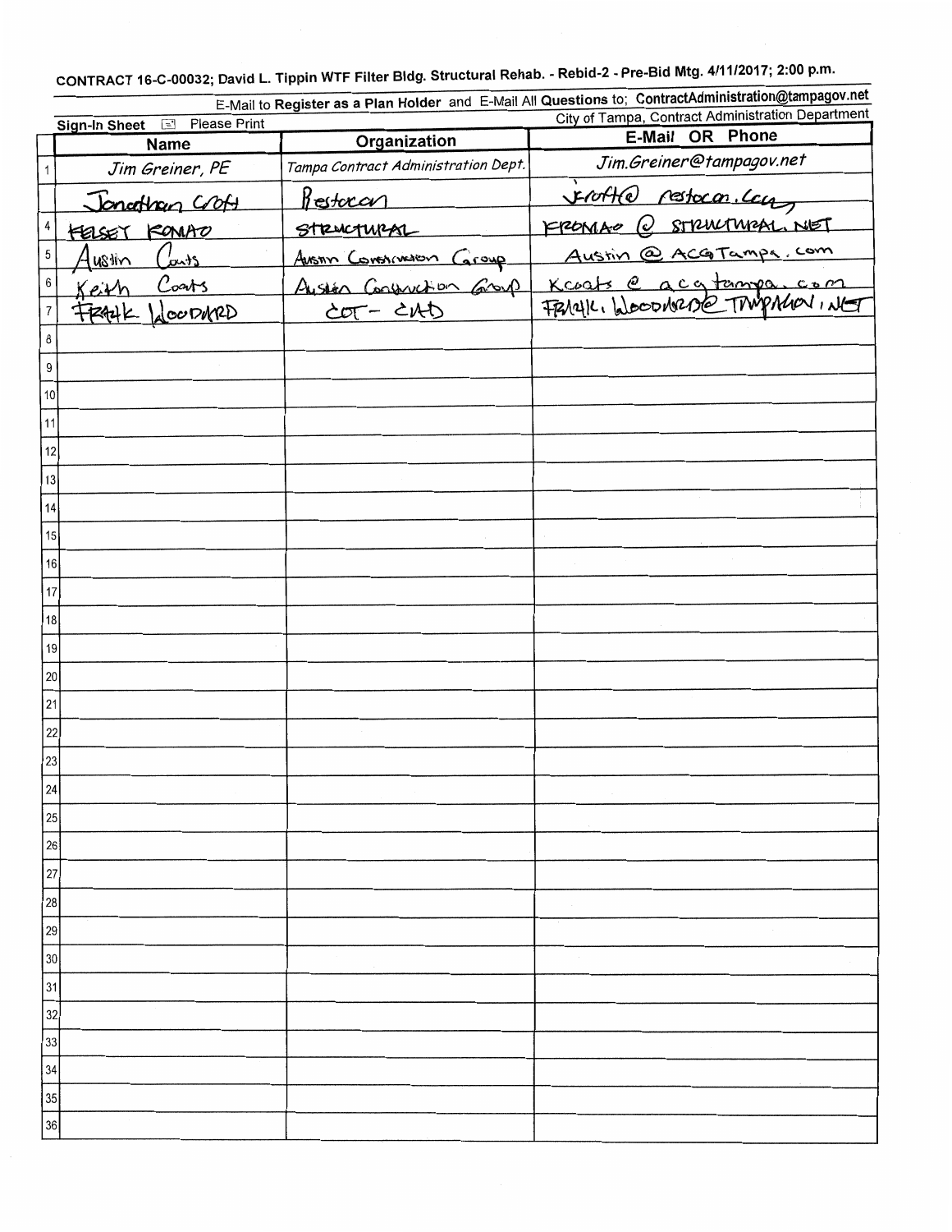CONTRACT 16-C-00032; David L. Tippin WTF Filter Bldg. Structural Rehab. - Rebid-2 - Pre-Bid Mtg. 4/11/2017; 2:00 p.m.

E-Mail to **Register as a Plan Holder** and E-Mail All **Questions** to; **ContractAdministration@tampagov.net**

**Sign-In Sheet** Please Print

City of Tampa, Contract Administration Department

| | Name | Organization | E-Mail OR Phone |
|---|---|---|---|
| 1 | Jim Greiner, PE | Tampa Contract Administration Dept. | Jim.Greiner@tampagov.net |
| | Jonathan Croft | Restocon | Jcroft@restocon.com |
| 4 | KELSEY ROMAO | STRUCTURAL | KROMAO@STRUCTURAL.NET |
| 5 | Austin Coats | Austin Construction Group | Austin@ACGTampa.com |
| 6 | Keith Coats | Austin Construction Group | Kcoats@acgtampa.com |
| 7 | FRANK WOODARD | COT - CAD | FRANK.WOODARD@TAMPAGOV.NET |
| 8 | | | |
| 9 | | | |
| 10 | | | |
| 11 | | | |
| 12 | | | |
| 13 | | | |
| 14 | | | |
| 15 | | | |
| 16 | | | |
| 17 | | | |
| 18 | | | |
| 19 | | | |
| 20 | | | |
| 21 | | | |
| 22 | | | |
| 23 | | | |
| 24 | | | |
| 25 | | | |
| 26 | | | |
| 27 | | | |
| 28 | | | |
| 29 | | | |
| 30 | | | |
| 31 | | | |
| 32 | | | |
| 33 | | | |
| 34 | | | |
| 35 | | | |
| 36 | | | |